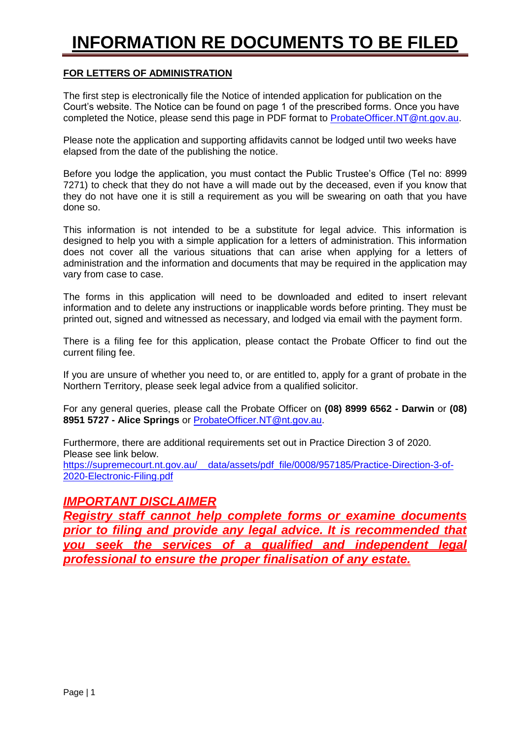# INFORMATION RE DOCUMENTS TO BE FILED

**FOR LETTERS OF ADMINISTRATION**

The first step is electronically file the Notice of intended application for publication on the Court's website. The Notice can be found on page 1 of the prescribed forms. Once you have completed the Notice, please send this page in PDF format to ProbateOfficer.NT@nt.gov.au.

Please note the application and supporting affidavits cannot be lodged until two weeks have elapsed from the date of the publishing the notice.

Before you lodge the application, you must contact the Public Trustee's Office (Tel no: 8999 7271) to check that they do not have a will made out by the deceased, even if you know that they do not have one it is still a requirement as you will be swearing on oath that you have done so.

This information is not intended to be a substitute for legal advice. This information is designed to help you with a simple application for a letters of administration. This information does not cover all the various situations that can arise when applying for a letters of administration and the information and documents that may be required in the application may vary from case to case.

The forms in this application will need to be downloaded and edited to insert relevant information and to delete any instructions or inapplicable words before printing. They must be printed out, signed and witnessed as necessary, and lodged via email with the payment form.

There is a filing fee for this application, please contact the Probate Officer to find out the current filing fee.

If you are unsure of whether you need to, or are entitled to, apply for a grant of probate in the Northern Territory, please seek legal advice from a qualified solicitor.

For any general queries, please call the Probate Officer on **(08) 8999 6562 - Darwin** or **(08) 8951 5727 - Alice Springs** or ProbateOfficer.NT@nt.gov.au.

Furthermore, there are additional requirements set out in Practice Direction 3 of 2020. Please see link below.
https://supremecourt.nt.gov.au/__data/assets/pdf_file/0008/957185/Practice-Direction-3-of-2020-Electronic-Filing.pdf

***IMPORTANT DISCLAIMER***

***Registry staff cannot help complete forms or examine documents prior to filing and provide any legal advice. It is recommended that you seek the services of a qualified and independent legal professional to ensure the proper finalisation of any estate.***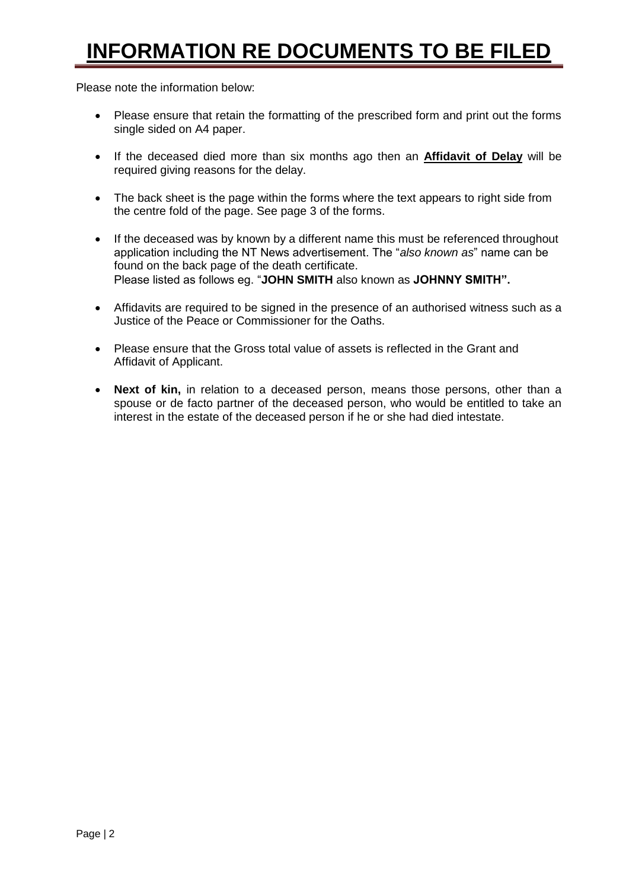# INFORMATION RE DOCUMENTS TO BE FILED

Please note the information below:

- Please ensure that retain the formatting of the prescribed form and print out the forms single sided on A4 paper.
- If the deceased died more than six months ago then an **Affidavit of Delay** will be required giving reasons for the delay.
- The back sheet is the page within the forms where the text appears to right side from the centre fold of the page. See page 3 of the forms.
- If the deceased was by known by a different name this must be referenced throughout application including the NT News advertisement. The "*also known as*" name can be found on the back page of the death certificate.
  Please listed as follows eg. "**JOHN SMITH** also known as **JOHNNY SMITH".**
- Affidavits are required to be signed in the presence of an authorised witness such as a Justice of the Peace or Commissioner for the Oaths.
- Please ensure that the Gross total value of assets is reflected in the Grant and Affidavit of Applicant.
- **Next of kin,** in relation to a deceased person, means those persons, other than a spouse or de facto partner of the deceased person, who would be entitled to take an interest in the estate of the deceased person if he or she had died intestate.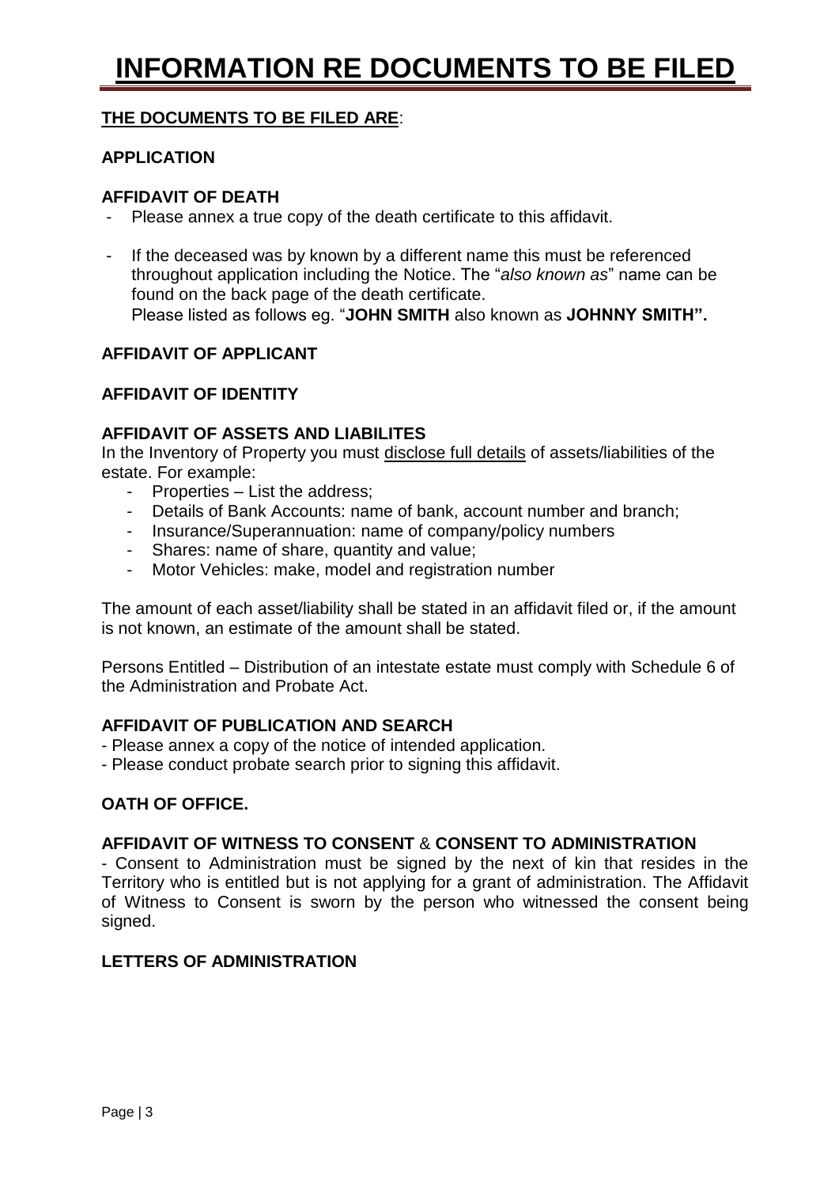# INFORMATION RE DOCUMENTS TO BE FILED

**THE DOCUMENTS TO BE FILED ARE**:

**APPLICATION**

**AFFIDAVIT OF DEATH**

- Please annex a true copy of the death certificate to this affidavit.
- If the deceased was by known by a different name this must be referenced throughout application including the Notice. The "*also known as*" name can be found on the back page of the death certificate.
  Please listed as follows eg. "**JOHN SMITH** also known as **JOHNNY SMITH".**

**AFFIDAVIT OF APPLICANT**

**AFFIDAVIT OF IDENTITY**

**AFFIDAVIT OF ASSETS AND LIABILITES**

In the Inventory of Property you must disclose full details of assets/liabilities of the estate. For example:

- Properties – List the address;
- Details of Bank Accounts: name of bank, account number and branch;
- Insurance/Superannuation: name of company/policy numbers
- Shares: name of share, quantity and value;
- Motor Vehicles: make, model and registration number

The amount of each asset/liability shall be stated in an affidavit filed or, if the amount is not known, an estimate of the amount shall be stated.

Persons Entitled – Distribution of an intestate estate must comply with Schedule 6 of the Administration and Probate Act.

**AFFIDAVIT OF PUBLICATION AND SEARCH**

- Please annex a copy of the notice of intended application.
- Please conduct probate search prior to signing this affidavit.

**OATH OF OFFICE.**

**AFFIDAVIT OF WITNESS TO CONSENT** & **CONSENT TO ADMINISTRATION**

- Consent to Administration must be signed by the next of kin that resides in the Territory who is entitled but is not applying for a grant of administration. The Affidavit of Witness to Consent is sworn by the person who witnessed the consent being signed.

**LETTERS OF ADMINISTRATION**